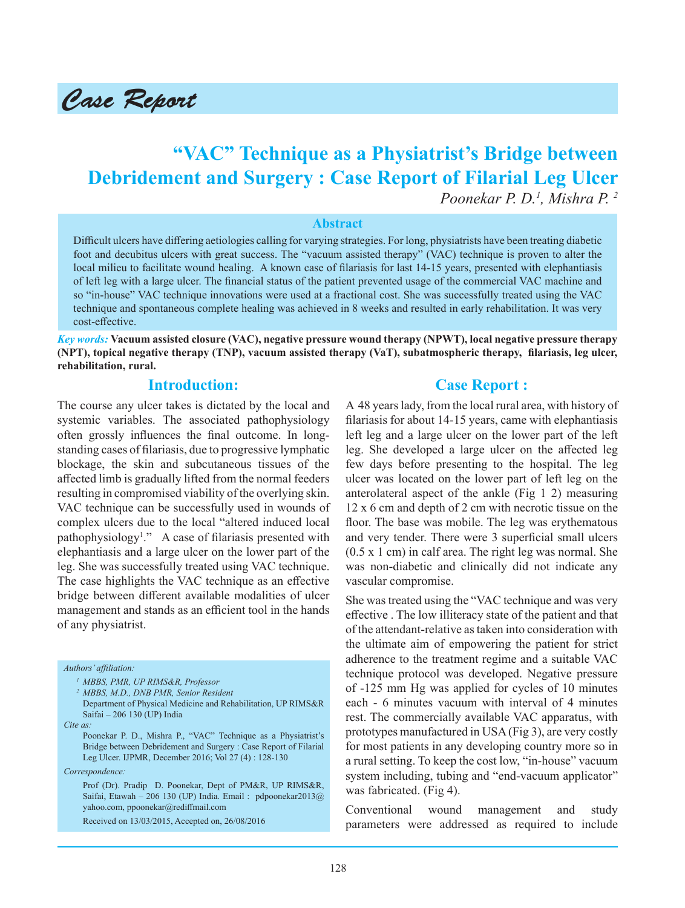*Case Report*

# "VAC" Technique as a Physiatrist's Bridge between Debridement and Surgery : Case Report of Filarial Leg Ulcer

*Poonekar P. D.[1], Mishra P. [2]*

## Abstract

Difficult ulcers have differing aetiologies calling for varying strategies. For long, physiatrists have been treating diabetic foot and decubitus ulcers with great success. The "vacuum assisted therapy" (VAC) technique is proven to alter the local milieu to facilitate wound healing. A known case of filariasis for last 14-15 years, presented with elephantiasis of left leg with a large ulcer. The financial status of the patient prevented usage of the commercial VAC machine and so "in-house" VAC technique innovations were used at a fractional cost. She was successfully treated using the VAC technique and spontaneous complete healing was achieved in 8 weeks and resulted in early rehabilitation. It was very cost-effective.

*Key words:* **Vacuum assisted closure (VAC), negative pressure wound therapy (NPWT), local negative pressure therapy (NPT), topical negative therapy (TNP), vacuum assisted therapy (VaT), subatmospheric therapy, filariasis, leg ulcer, rehabilitation, rural.**

## Introduction:

The course any ulcer takes is dictated by the local and systemic variables. The associated pathophysiology often grossly influences the final outcome. In long-standing cases of filariasis, due to progressive lymphatic blockage, the skin and subcutaneous tissues of the affected limb is gradually lifted from the normal feeders resulting in compromised viability of the overlying skin. VAC technique can be successfully used in wounds of complex ulcers due to the local "altered induced local pathophysiology[1]." A case of filariasis presented with elephantiasis and a large ulcer on the lower part of the leg. She was successfully treated using VAC technique. The case highlights the VAC technique as an effective bridge between different available modalities of ulcer management and stands as an efficient tool in the hands of any physiatrist.

*Authors' affiliation:*

[1] MBBS, PMR, UP RIMS&R, Professor

[2] MBBS, M.D., DNB PMR, Senior Resident

Department of Physical Medicine and Rehabilitation, UP RIMS&R Saifai – 206 130 (UP) India

*Cite as:*

Poonekar P. D., Mishra P., "VAC" Technique as a Physiatrist's Bridge between Debridement and Surgery : Case Report of Filarial Leg Ulcer. IJPMR, December 2016; Vol 27 (4) : 128-130

*Correspondence:*

Prof (Dr). Pradip D. Poonekar, Dept of PM&R, UP RIMS&R, Saifai, Etawah – 206 130 (UP) India. Email : pdpoonekar2013@yahoo.com, ppoonekar@rediffmail.com

Received on 13/03/2015, Accepted on, 26/08/2016

## Case Report :

A 48 years lady, from the local rural area, with history of filariasis for about 14-15 years, came with elephantiasis left leg and a large ulcer on the lower part of the left leg. She developed a large ulcer on the affected leg few days before presenting to the hospital. The leg ulcer was located on the lower part of left leg on the anterolateral aspect of the ankle (Fig 1 2) measuring 12 x 6 cm and depth of 2 cm with necrotic tissue on the floor. The base was mobile. The leg was erythematous and very tender. There were 3 superficial small ulcers (0.5 x 1 cm) in calf area. The right leg was normal. She was non-diabetic and clinically did not indicate any vascular compromise.

She was treated using the "VAC technique and was very effective . The low illiteracy state of the patient and that of the attendant-relative as taken into consideration with the ultimate aim of empowering the patient for strict adherence to the treatment regime and a suitable VAC technique protocol was developed. Negative pressure of -125 mm Hg was applied for cycles of 10 minutes each - 6 minutes vacuum with interval of 4 minutes rest. The commercially available VAC apparatus, with prototypes manufactured in USA (Fig 3), are very costly for most patients in any developing country more so in a rural setting. To keep the cost low, "in-house" vacuum system including, tubing and "end-vacuum applicator" was fabricated. (Fig 4).

Conventional wound management and study parameters were addressed as required to include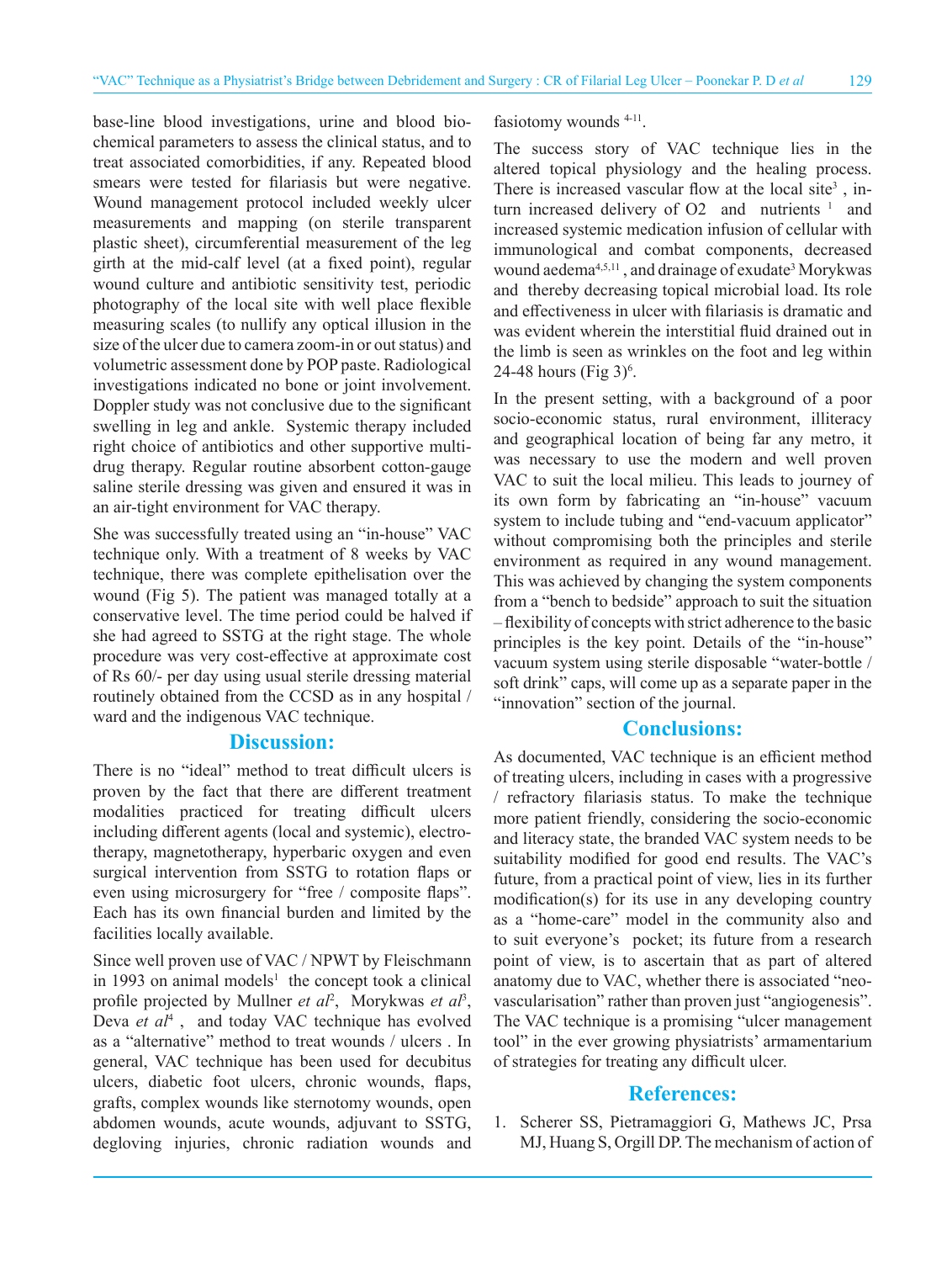base-line blood investigations, urine and blood biochemical parameters to assess the clinical status, and to treat associated comorbidities, if any. Repeated blood smears were tested for filariasis but were negative. Wound management protocol included weekly ulcer measurements and mapping (on sterile transparent plastic sheet), circumferential measurement of the leg girth at the mid-calf level (at a fixed point), regular wound culture and antibiotic sensitivity test, periodic photography of the local site with well place flexible measuring scales (to nullify any optical illusion in the size of the ulcer due to camera zoom-in or out status) and volumetric assessment done by POP paste. Radiological investigations indicated no bone or joint involvement. Doppler study was not conclusive due to the significant swelling in leg and ankle. Systemic therapy included right choice of antibiotics and other supportive multi-drug therapy. Regular routine absorbent cotton-gauge saline sterile dressing was given and ensured it was in an air-tight environment for VAC therapy.

She was successfully treated using an "in-house" VAC technique only. With a treatment of 8 weeks by VAC technique, there was complete epithelisation over the wound (Fig 5). The patient was managed totally at a conservative level. The time period could be halved if she had agreed to SSTG at the right stage. The whole procedure was very cost-effective at approximate cost of Rs 60/- per day using usual sterile dressing material routinely obtained from the CCSD as in any hospital / ward and the indigenous VAC technique.

## Discussion:

There is no "ideal" method to treat difficult ulcers is proven by the fact that there are different treatment modalities practiced for treating difficult ulcers including different agents (local and systemic), electrotherapy, magnetotherapy, hyperbaric oxygen and even surgical intervention from SSTG to rotation flaps or even using microsurgery for "free / composite flaps". Each has its own financial burden and limited by the facilities locally available.

Since well proven use of VAC / NPWT by Fleischmann in 1993 on animal models[1] the concept took a clinical profile projected by Mullner *et al*[2], Morykwas *et al*[3], Deva *et al*[4], and today VAC technique has evolved as a "alternative" method to treat wounds / ulcers . In general, VAC technique has been used for decubitus ulcers, diabetic foot ulcers, chronic wounds, flaps, grafts, complex wounds like sternotomy wounds, open abdomen wounds, acute wounds, adjuvant to SSTG, degloving injuries, chronic radiation wounds and fasiotomy wounds [4-11].

The success story of VAC technique lies in the altered topical physiology and the healing process. There is increased vascular flow at the local site[3], in-turn increased delivery of O2 and nutrients [1] and increased systemic medication infusion of cellular with immunological and combat components, decreased wound aedema[4,5,11], and drainage of exudate[3] Morykwas and thereby decreasing topical microbial load. Its role and effectiveness in ulcer with filariasis is dramatic and was evident wherein the interstitial fluid drained out in the limb is seen as wrinkles on the foot and leg within 24-48 hours (Fig 3)[6].

In the present setting, with a background of a poor socio-economic status, rural environment, illiteracy and geographical location of being far any metro, it was necessary to use the modern and well proven VAC to suit the local milieu. This leads to journey of its own form by fabricating an "in-house" vacuum system to include tubing and "end-vacuum applicator" without compromising both the principles and sterile environment as required in any wound management. This was achieved by changing the system components from a "bench to bedside" approach to suit the situation – flexibility of concepts with strict adherence to the basic principles is the key point. Details of the "in-house" vacuum system using sterile disposable "water-bottle / soft drink" caps, will come up as a separate paper in the "innovation" section of the journal.

## Conclusions:

As documented, VAC technique is an efficient method of treating ulcers, including in cases with a progressive / refractory filariasis status. To make the technique more patient friendly, considering the socio-economic and literacy state, the branded VAC system needs to be suitability modified for good end results. The VAC's future, from a practical point of view, lies in its further modification(s) for its use in any developing country as a "home-care" model in the community also and to suit everyone's pocket; its future from a research point of view, is to ascertain that as part of altered anatomy due to VAC, whether there is associated "neo-vascularisation" rather than proven just "angiogenesis". The VAC technique is a promising "ulcer management tool" in the ever growing physiatrists' armamentarium of strategies for treating any difficult ulcer.

## References:

1. Scherer SS, Pietramaggiori G, Mathews JC, Prsa MJ, Huang S, Orgill DP. The mechanism of action of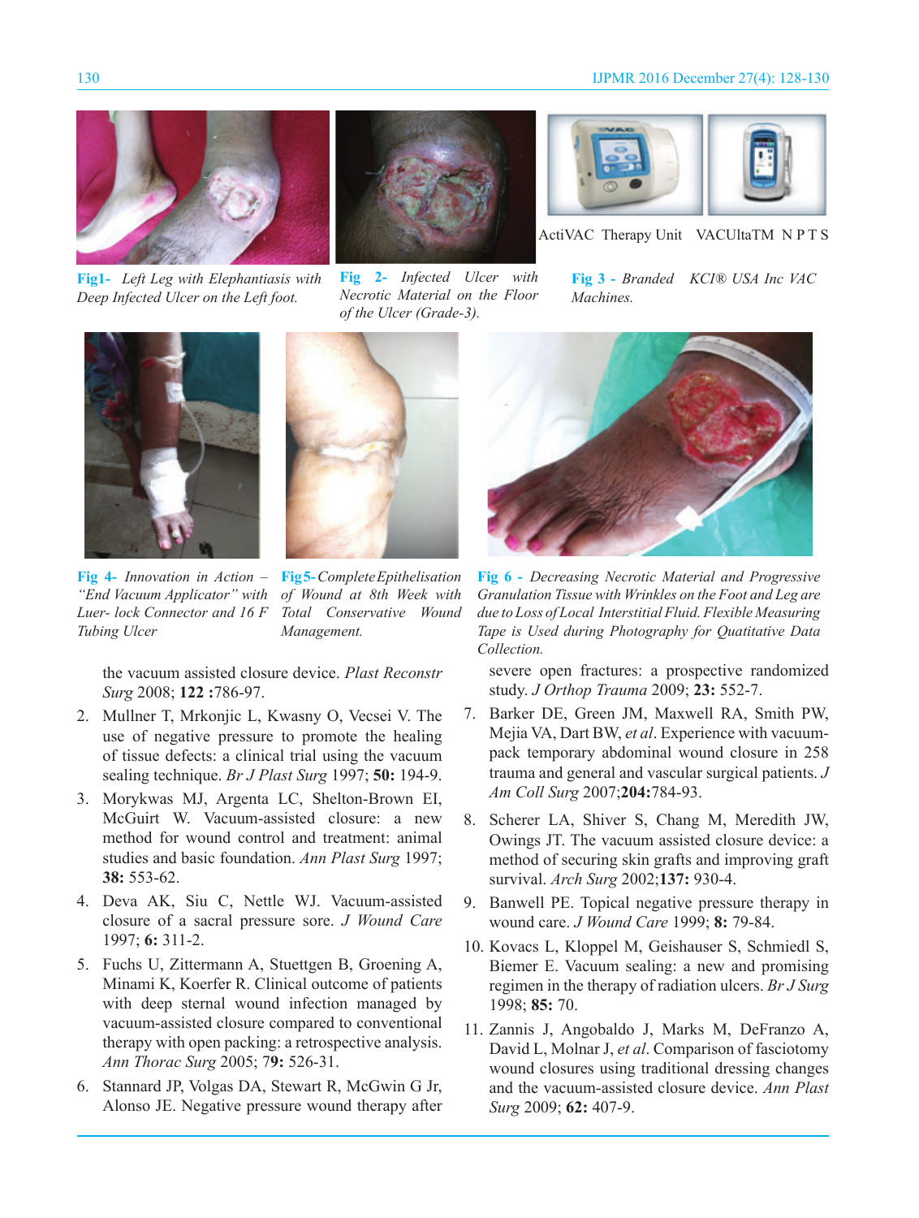ActiVAC Therapy Unit VACUltaTM N P T S

**Fig1-** *Left Leg with Elephantiasis with Deep Infected Ulcer on the Left foot.*

**Fig 2-** *Infected Ulcer with Necrotic Material on the Floor of the Ulcer (Grade-3).*

**Fig 3 -** *Branded KCI® USA Inc VAC Machines.*

**Fig 4-** *Innovation in Action – "End Vacuum Applicator" with Luer- lock Connector and 16 F Tubing Ulcer*

**Fig5-** *Complete Epithelisation of Wound at 8th Week with Total Conservative Wound Management.*

**Fig 6 -** *Decreasing Necrotic Material and Progressive Granulation Tissue with Wrinkles on the Foot and Leg are due to Loss of Local Interstitial Fluid. Flexible Measuring Tape is Used during Photography for Quatitative Data Collection.*

the vacuum assisted closure device. *Plast Reconstr Surg* 2008; **122 :**786-97.

2. Mullner T, Mrkonjic L, Kwasny O, Vecsei V. The use of negative pressure to promote the healing of tissue defects: a clinical trial using the vacuum sealing technique. *Br J Plast Surg* 1997; **50:** 194-9.
3. Morykwas MJ, Argenta LC, Shelton-Brown EI, McGuirt W. Vacuum-assisted closure: a new method for wound control and treatment: animal studies and basic foundation. *Ann Plast Surg* 1997; **38:** 553-62.
4. Deva AK, Siu C, Nettle WJ. Vacuum-assisted closure of a sacral pressure sore. *J Wound Care* 1997; **6:** 311-2.
5. Fuchs U, Zittermann A, Stuettgen B, Groening A, Minami K, Koerfer R. Clinical outcome of patients with deep sternal wound infection managed by vacuum-assisted closure compared to conventional therapy with open packing: a retrospective analysis. *Ann Thorac Surg* 2005; 7**9:** 526-31.
6. Stannard JP, Volgas DA, Stewart R, McGwin G Jr, Alonso JE. Negative pressure wound therapy after severe open fractures: a prospective randomized study. *J Orthop Trauma* 2009; **23:** 552-7.
7. Barker DE, Green JM, Maxwell RA, Smith PW, Mejia VA, Dart BW, *et al*. Experience with vacuum-pack temporary abdominal wound closure in 258 trauma and general and vascular surgical patients. *J Am Coll Surg* 2007;**204:**784-93.
8. Scherer LA, Shiver S, Chang M, Meredith JW, Owings JT. The vacuum assisted closure device: a method of securing skin grafts and improving graft survival. *Arch Surg* 2002;**137:** 930-4.
9. Banwell PE. Topical negative pressure therapy in wound care. *J Wound Care* 1999; **8:** 79-84.
10. Kovacs L, Kloppel M, Geishauser S, Schmiedl S, Biemer E. Vacuum sealing: a new and promising regimen in the therapy of radiation ulcers. *Br J Surg* 1998; **85:** 70.
11. Zannis J, Angobaldo J, Marks M, DeFranzo A, David L, Molnar J, *et al*. Comparison of fasciotomy wound closures using traditional dressing changes and the vacuum-assisted closure device. *Ann Plast Surg* 2009; **62:** 407-9.